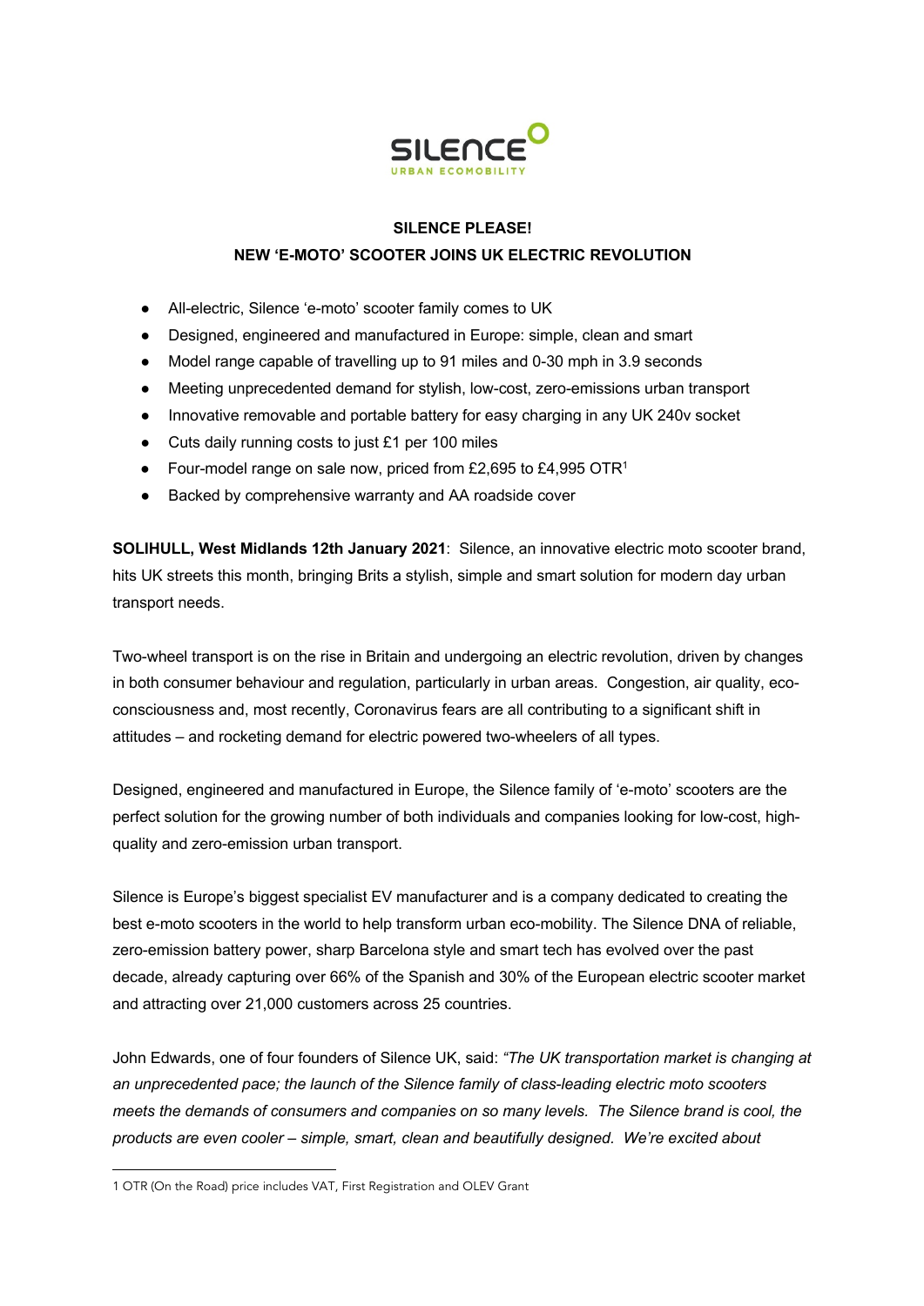SILENCE
URBAN ECOMOBILITY

**SILENCE PLEASE!**

**NEW 'E-MOTO' SCOOTER JOINS UK ELECTRIC REVOLUTION**

- All-electric, Silence 'e-moto' scooter family comes to UK
- Designed, engineered and manufactured in Europe: simple, clean and smart
- Model range capable of travelling up to 91 miles and 0-30 mph in 3.9 seconds
- Meeting unprecedented demand for stylish, low-cost, zero-emissions urban transport
- Innovative removable and portable battery for easy charging in any UK 240v socket
- Cuts daily running costs to just £1 per 100 miles
- Four-model range on sale now, priced from £2,695 to £4,995 OTR[1]
- Backed by comprehensive warranty and AA roadside cover

**SOLIHULL, West Midlands 12th January 2021**: Silence, an innovative electric moto scooter brand, hits UK streets this month, bringing Brits a stylish, simple and smart solution for modern day urban transport needs.

Two-wheel transport is on the rise in Britain and undergoing an electric revolution, driven by changes in both consumer behaviour and regulation, particularly in urban areas. Congestion, air quality, eco-consciousness and, most recently, Coronavirus fears are all contributing to a significant shift in attitudes – and rocketing demand for electric powered two-wheelers of all types.

Designed, engineered and manufactured in Europe, the Silence family of 'e-moto' scooters are the perfect solution for the growing number of both individuals and companies looking for low-cost, high-quality and zero-emission urban transport.

Silence is Europe's biggest specialist EV manufacturer and is a company dedicated to creating the best e-moto scooters in the world to help transform urban eco-mobility. The Silence DNA of reliable, zero-emission battery power, sharp Barcelona style and smart tech has evolved over the past decade, already capturing over 66% of the Spanish and 30% of the European electric scooter market and attracting over 21,000 customers across 25 countries.

John Edwards, one of four founders of Silence UK, said: *"The UK transportation market is changing at an unprecedented pace; the launch of the Silence family of class-leading electric moto scooters meets the demands of consumers and companies on so many levels. The Silence brand is cool, the products are even cooler – simple, smart, clean and beautifully designed. We're excited about*

---

1 OTR (On the Road) price includes VAT, First Registration and OLEV Grant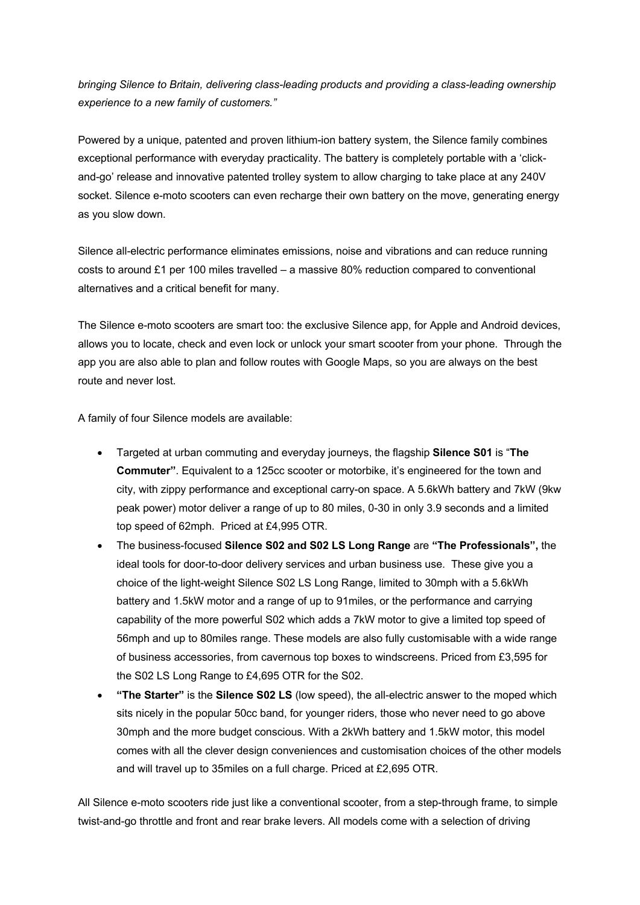*bringing Silence to Britain, delivering class-leading products and providing a class-leading ownership experience to a new family of customers."*

Powered by a unique, patented and proven lithium-ion battery system, the Silence family combines exceptional performance with everyday practicality. The battery is completely portable with a 'click-and-go' release and innovative patented trolley system to allow charging to take place at any 240V socket. Silence e-moto scooters can even recharge their own battery on the move, generating energy as you slow down.

Silence all-electric performance eliminates emissions, noise and vibrations and can reduce running costs to around £1 per 100 miles travelled – a massive 80% reduction compared to conventional alternatives and a critical benefit for many.

The Silence e-moto scooters are smart too: the exclusive Silence app, for Apple and Android devices, allows you to locate, check and even lock or unlock your smart scooter from your phone. Through the app you are also able to plan and follow routes with Google Maps, so you are always on the best route and never lost.

A family of four Silence models are available:

- Targeted at urban commuting and everyday journeys, the flagship **Silence S01** is "**The Commuter"**. Equivalent to a 125cc scooter or motorbike, it's engineered for the town and city, with zippy performance and exceptional carry-on space. A 5.6kWh battery and 7kW (9kw peak power) motor deliver a range of up to 80 miles, 0-30 in only 3.9 seconds and a limited top speed of 62mph. Priced at £4,995 OTR.
- The business-focused **Silence S02 and S02 LS Long Range** are **"The Professionals",** the ideal tools for door-to-door delivery services and urban business use. These give you a choice of the light-weight Silence S02 LS Long Range, limited to 30mph with a 5.6kWh battery and 1.5kW motor and a range of up to 91miles, or the performance and carrying capability of the more powerful S02 which adds a 7kW motor to give a limited top speed of 56mph and up to 80miles range. These models are also fully customisable with a wide range of business accessories, from cavernous top boxes to windscreens. Priced from £3,595 for the S02 LS Long Range to £4,695 OTR for the S02.
- **"The Starter"** is the **Silence S02 LS** (low speed), the all-electric answer to the moped which sits nicely in the popular 50cc band, for younger riders, those who never need to go above 30mph and the more budget conscious. With a 2kWh battery and 1.5kW motor, this model comes with all the clever design conveniences and customisation choices of the other models and will travel up to 35miles on a full charge. Priced at £2,695 OTR.

All Silence e-moto scooters ride just like a conventional scooter, from a step-through frame, to simple twist-and-go throttle and front and rear brake levers. All models come with a selection of driving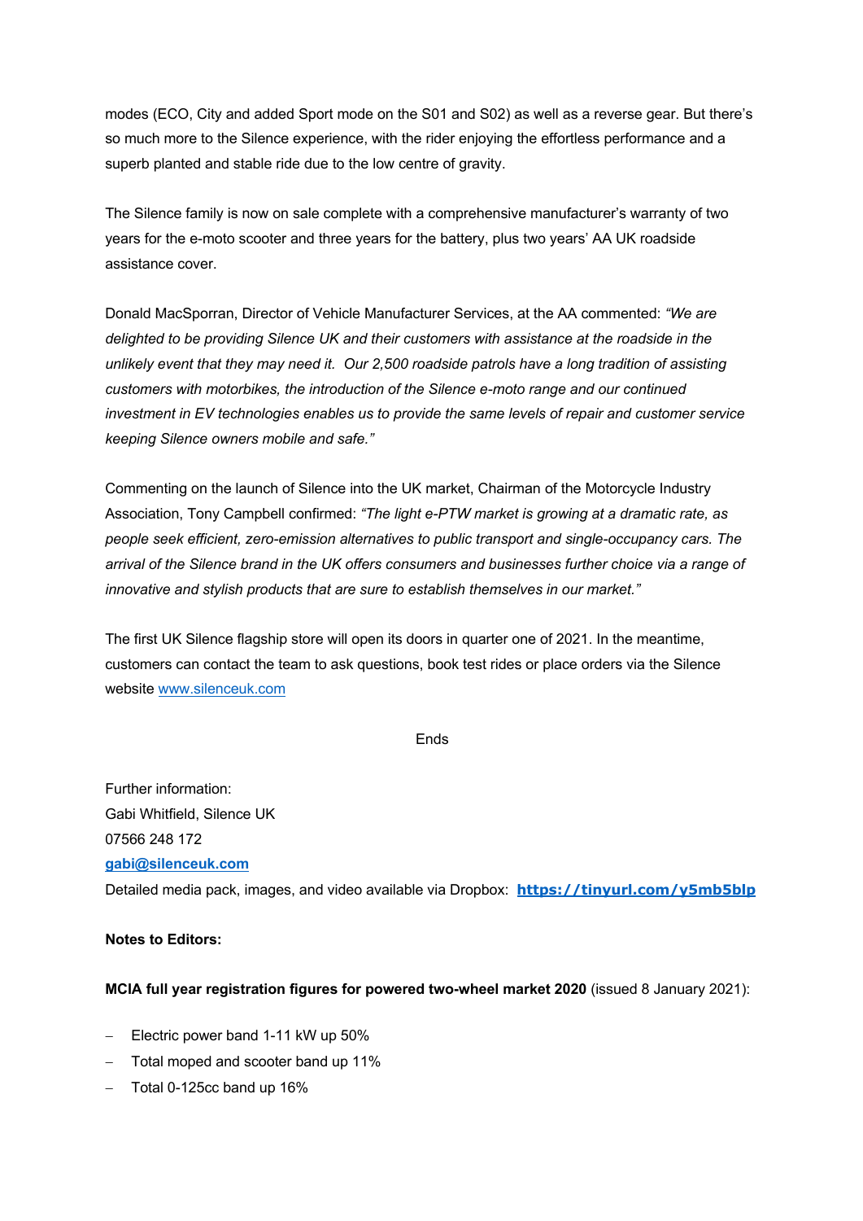modes (ECO, City and added Sport mode on the S01 and S02) as well as a reverse gear. But there's so much more to the Silence experience, with the rider enjoying the effortless performance and a superb planted and stable ride due to the low centre of gravity.

The Silence family is now on sale complete with a comprehensive manufacturer's warranty of two years for the e-moto scooter and three years for the battery, plus two years' AA UK roadside assistance cover.

Donald MacSporran, Director of Vehicle Manufacturer Services, at the AA commented: *"We are delighted to be providing Silence UK and their customers with assistance at the roadside in the unlikely event that they may need it. Our 2,500 roadside patrols have a long tradition of assisting customers with motorbikes, the introduction of the Silence e-moto range and our continued investment in EV technologies enables us to provide the same levels of repair and customer service keeping Silence owners mobile and safe."*

Commenting on the launch of Silence into the UK market, Chairman of the Motorcycle Industry Association, Tony Campbell confirmed: *"The light e-PTW market is growing at a dramatic rate, as people seek efficient, zero-emission alternatives to public transport and single-occupancy cars. The arrival of the Silence brand in the UK offers consumers and businesses further choice via a range of innovative and stylish products that are sure to establish themselves in our market."*

The first UK Silence flagship store will open its doors in quarter one of 2021. In the meantime, customers can contact the team to ask questions, book test rides or place orders via the Silence website www.silenceuk.com

Ends

Further information:
Gabi Whitfield, Silence UK
07566 248 172
**gabi@silenceuk.com**
Detailed media pack, images, and video available via Dropbox: **https://tinyurl.com/y5mb5blp**

**Notes to Editors:**

**MCIA full year registration figures for powered two-wheel market 2020** (issued 8 January 2021):

- Electric power band 1-11 kW up 50%
- Total moped and scooter band up 11%
- Total 0-125cc band up 16%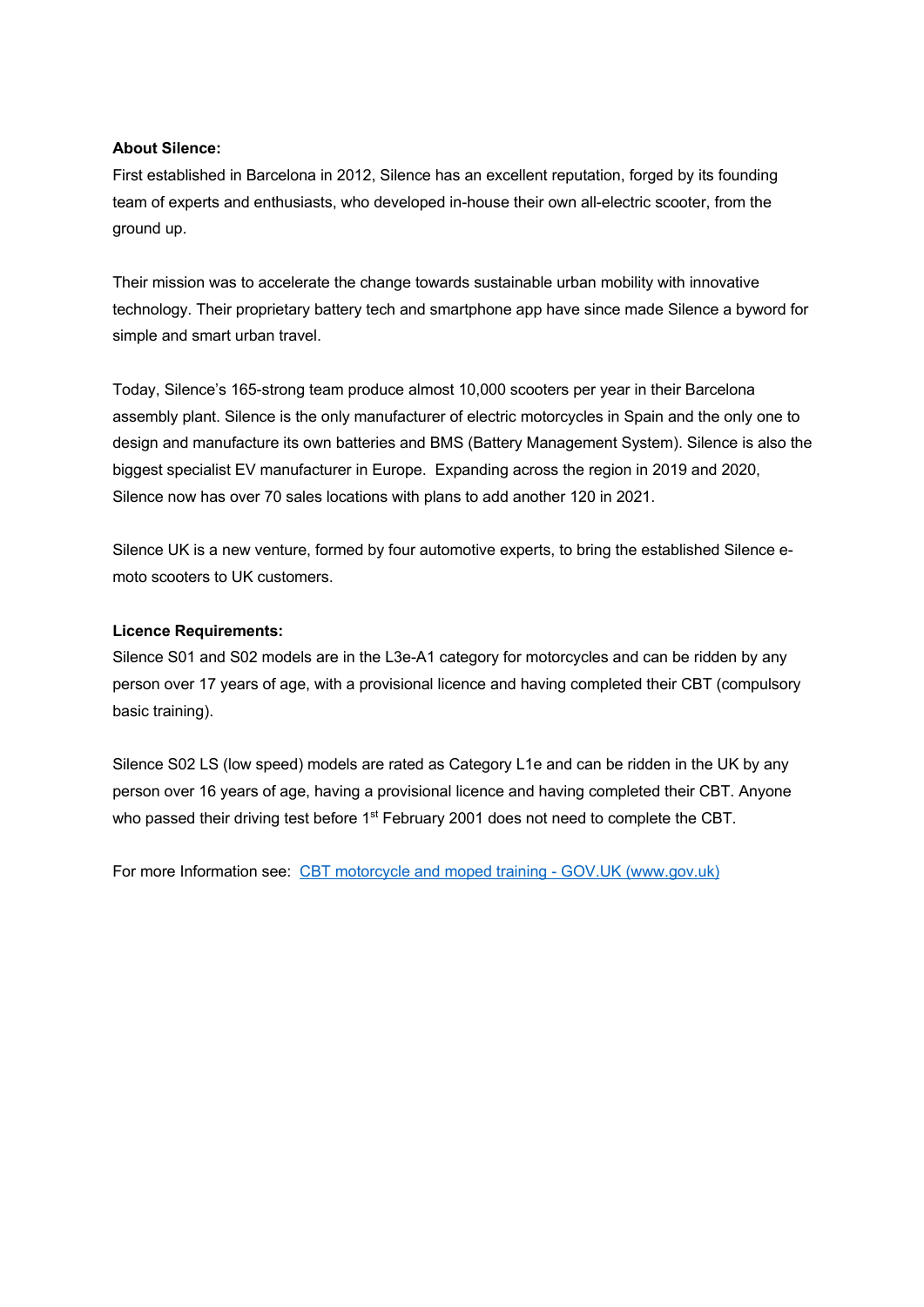**About Silence:**

First established in Barcelona in 2012, Silence has an excellent reputation, forged by its founding team of experts and enthusiasts, who developed in-house their own all-electric scooter, from the ground up.

Their mission was to accelerate the change towards sustainable urban mobility with innovative technology. Their proprietary battery tech and smartphone app have since made Silence a byword for simple and smart urban travel.

Today, Silence's 165-strong team produce almost 10,000 scooters per year in their Barcelona assembly plant. Silence is the only manufacturer of electric motorcycles in Spain and the only one to design and manufacture its own batteries and BMS (Battery Management System). Silence is also the biggest specialist EV manufacturer in Europe.  Expanding across the region in 2019 and 2020, Silence now has over 70 sales locations with plans to add another 120 in 2021.

Silence UK is a new venture, formed by four automotive experts, to bring the established Silence e-moto scooters to UK customers.

**Licence Requirements:**

Silence S01 and S02 models are in the L3e-A1 category for motorcycles and can be ridden by any person over 17 years of age, with a provisional licence and having completed their CBT (compulsory basic training).

Silence S02 LS (low speed) models are rated as Category L1e and can be ridden in the UK by any person over 16 years of age, having a provisional licence and having completed their CBT. Anyone who passed their driving test before 1st February 2001 does not need to complete the CBT.

For more Information see:  [CBT motorcycle and moped training - GOV.UK (www.gov.uk)](https://www.gov.uk)